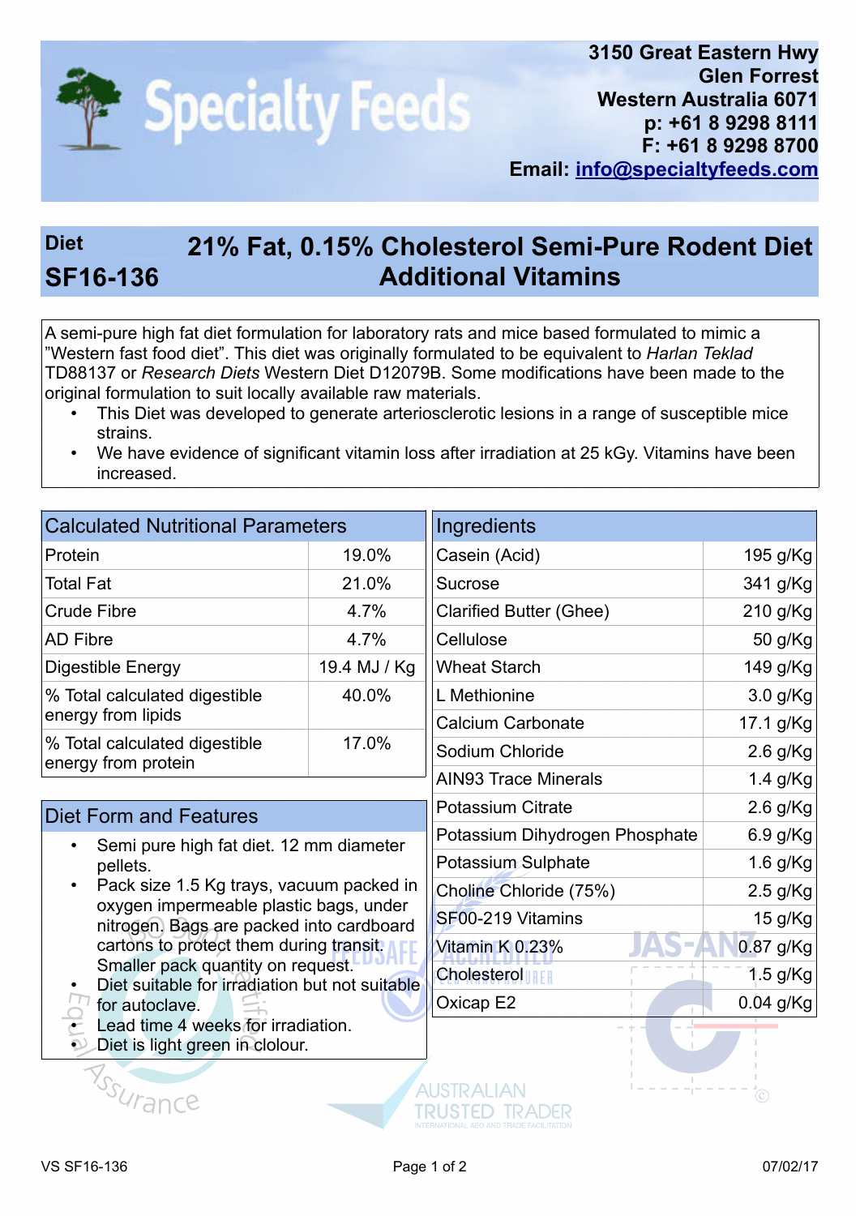# Specialty Feeds

3150 Great Eastern Hwy
Glen Forrest
Western Australia 6071
p: +61 8 9298 8111
F: +61 8 9298 8700
Email: info@specialtyfeeds.com

## Diet SF16-136

## 21% Fat, 0.15% Cholesterol Semi-Pure Rodent Diet Additional Vitamins

A semi-pure high fat diet formulation for laboratory rats and mice based formulated to mimic a "Western fast food diet". This diet was originally formulated to be equivalent to *Harlan Teklad* TD88137 or *Research Diets* Western Diet D12079B. Some modifications have been made to the original formulation to suit locally available raw materials.

- This Diet was developed to generate arteriosclerotic lesions in a range of susceptible mice strains.
- We have evidence of significant vitamin loss after irradiation at 25 kGy. Vitamins have been increased.

| Calculated Nutritional Parameters | |
|---|---|
| Protein | 19.0% |
| Total Fat | 21.0% |
| Crude Fibre | 4.7% |
| AD Fibre | 4.7% |
| Digestible Energy | 19.4 MJ / Kg |
| % Total calculated digestible energy from lipids | 40.0% |
| % Total calculated digestible energy from protein | 17.0% |

### Diet Form and Features

- Semi pure high fat diet. 12 mm diameter pellets.
- Pack size 1.5 Kg trays, vacuum packed in oxygen impermeable plastic bags, under nitrogen. Bags are packed into cardboard cartons to protect them during transit. Smaller pack quantity on request.
- Diet suitable for irradiation but not suitable for autoclave.
- Lead time 4 weeks for irradiation.
- Diet is light green in clolour.

| Ingredients | |
|---|---|
| Casein (Acid) | 195 g/Kg |
| Sucrose | 341 g/Kg |
| Clarified Butter (Ghee) | 210 g/Kg |
| Cellulose | 50 g/Kg |
| Wheat Starch | 149 g/Kg |
| L Methionine | 3.0 g/Kg |
| Calcium Carbonate | 17.1 g/Kg |
| Sodium Chloride | 2.6 g/Kg |
| AIN93 Trace Minerals | 1.4 g/Kg |
| Potassium Citrate | 2.6 g/Kg |
| Potassium Dihydrogen Phosphate | 6.9 g/Kg |
| Potassium Sulphate | 1.6 g/Kg |
| Choline Chloride (75%) | 2.5 g/Kg |
| SF00-219 Vitamins | 15 g/Kg |
| Vitamin K 0.23% | 0.87 g/Kg |
| Cholesterol | 1.5 g/Kg |
| Oxicap E2 | 0.04 g/Kg |

VS SF16-136 07/02/17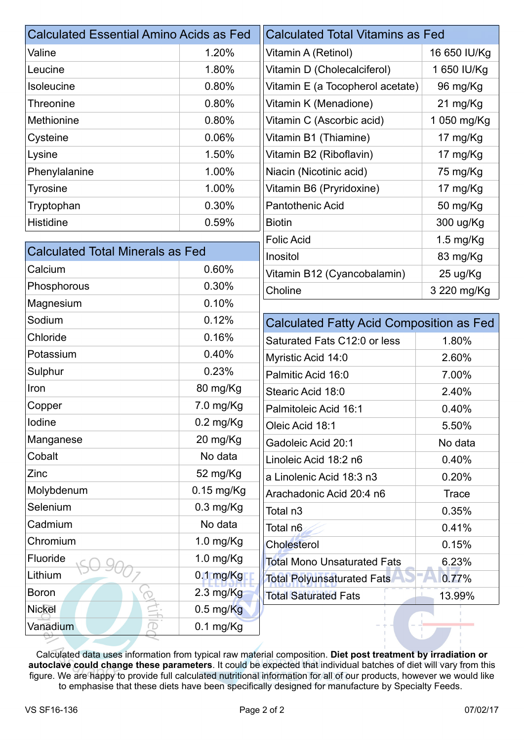| Calculated Essential Amino Acids as Fed | |
|---|---|
| Valine | 1.20% |
| Leucine | 1.80% |
| Isoleucine | 0.80% |
| Threonine | 0.80% |
| Methionine | 0.80% |
| Cysteine | 0.06% |
| Lysine | 1.50% |
| Phenylalanine | 1.00% |
| Tyrosine | 1.00% |
| Tryptophan | 0.30% |
| Histidine | 0.59% |

| Calculated Total Minerals as Fed | |
|---|---|
| Calcium | 0.60% |
| Phosphorous | 0.30% |
| Magnesium | 0.10% |
| Sodium | 0.12% |
| Chloride | 0.16% |
| Potassium | 0.40% |
| Sulphur | 0.23% |
| Iron | 80 mg/Kg |
| Copper | 7.0 mg/Kg |
| Iodine | 0.2 mg/Kg |
| Manganese | 20 mg/Kg |
| Cobalt | No data |
| Zinc | 52 mg/Kg |
| Molybdenum | 0.15 mg/Kg |
| Selenium | 0.3 mg/Kg |
| Cadmium | No data |
| Chromium | 1.0 mg/Kg |
| Fluoride | 1.0 mg/Kg |
| Lithium | 0.1 mg/Kg |
| Boron | 2.3 mg/Kg |
| Nickel | 0.5 mg/Kg |
| Vanadium | 0.1 mg/Kg |

| Calculated Total Vitamins as Fed | |
|---|---|
| Vitamin A (Retinol) | 16 650 IU/Kg |
| Vitamin D (Cholecalciferol) | 1 650 IU/Kg |
| Vitamin E (a Tocopherol acetate) | 96 mg/Kg |
| Vitamin K (Menadione) | 21 mg/Kg |
| Vitamin C (Ascorbic acid) | 1 050 mg/Kg |
| Vitamin B1 (Thiamine) | 17 mg/Kg |
| Vitamin B2 (Riboflavin) | 17 mg/Kg |
| Niacin (Nicotinic acid) | 75 mg/Kg |
| Vitamin B6 (Pryridoxine) | 17 mg/Kg |
| Pantothenic Acid | 50 mg/Kg |
| Biotin | 300 ug/Kg |
| Folic Acid | 1.5 mg/Kg |
| Inositol | 83 mg/Kg |
| Vitamin B12 (Cyancobalamin) | 25 ug/Kg |
| Choline | 3 220 mg/Kg |

| Calculated Fatty Acid Composition as Fed | |
|---|---|
| Saturated Fats C12:0 or less | 1.80% |
| Myristic Acid 14:0 | 2.60% |
| Palmitic Acid 16:0 | 7.00% |
| Stearic Acid 18:0 | 2.40% |
| Palmitoleic Acid 16:1 | 0.40% |
| Oleic Acid 18:1 | 5.50% |
| Gadoleic Acid 20:1 | No data |
| Linoleic Acid 18:2 n6 | 0.40% |
| a Linolenic Acid 18:3 n3 | 0.20% |
| Arachadonic Acid 20:4 n6 | Trace |
| Total n3 | 0.35% |
| Total n6 | 0.41% |
| Cholesterol | 0.15% |
| Total Mono Unsaturated Fats | 6.23% |
| Total Polyunsaturated Fats | 0.77% |
| Total Saturated Fats | 13.99% |

Calculated data uses information from typical raw material composition. **Diet post treatment by irradiation or autoclave could change these parameters**. It could be expected that individual batches of diet will vary from this figure. We are happy to provide full calculated nutritional information for all of our products, however we would like to emphasise that these diets have been specifically designed for manufacture by Specialty Feeds.

VS SF16-136

07/02/17